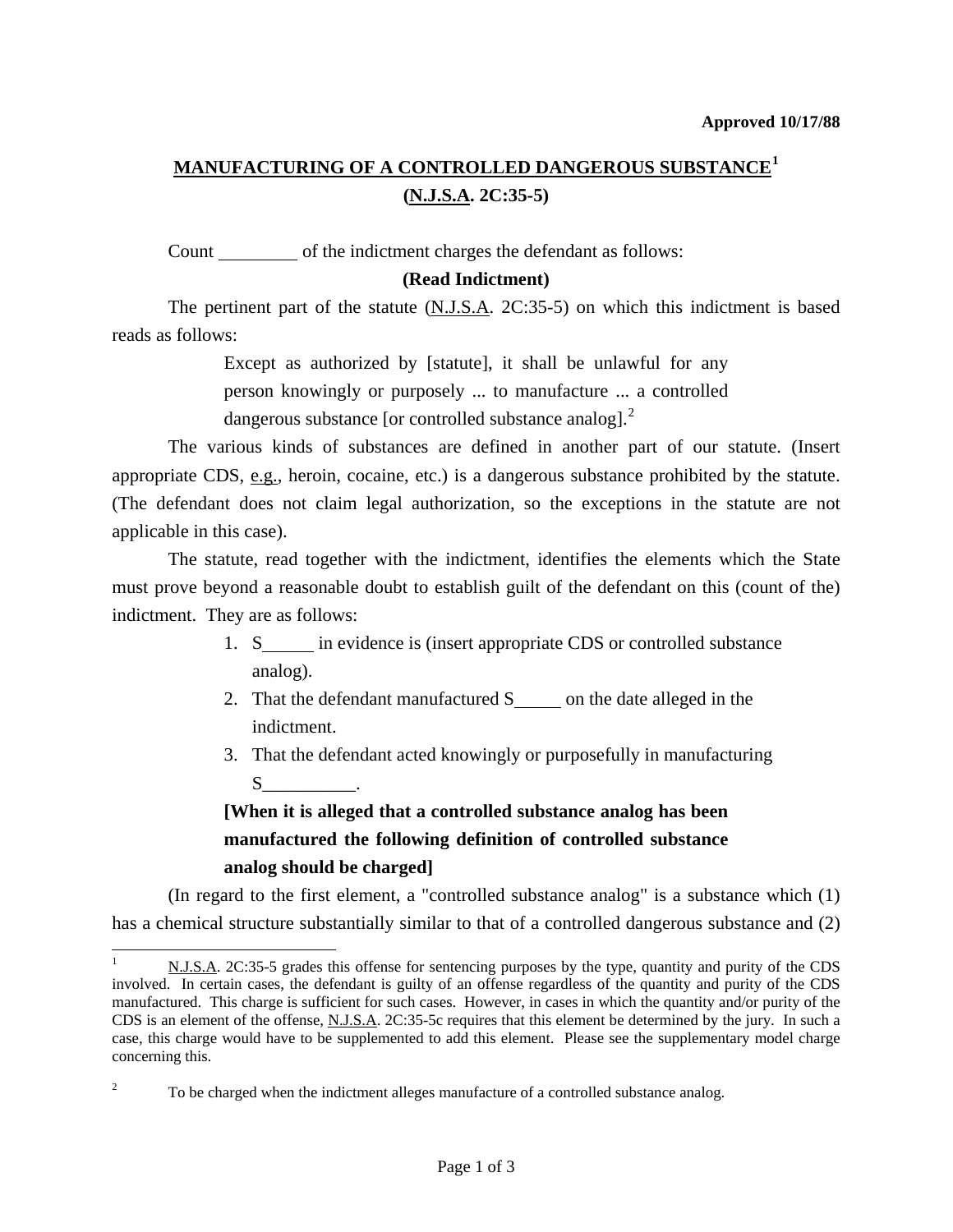**Approved 10/17/88**

# MANUFACTURING OF A CONTROLLED DANGEROUS SUBSTANCE[1] (N.J.S.A. 2C:35-5)

Count \_\_\_\_\_\_\_\_\_ of the indictment charges the defendant as follows:

**(Read Indictment)**

The pertinent part of the statute (N.J.S.A. 2C:35-5) on which this indictment is based reads as follows:

> Except as authorized by [statute], it shall be unlawful for any person knowingly or purposely ... to manufacture ... a controlled dangerous substance [or controlled substance analog].[2]

The various kinds of substances are defined in another part of our statute. (Insert appropriate CDS, e.g., heroin, cocaine, etc.) is a dangerous substance prohibited by the statute. (The defendant does not claim legal authorization, so the exceptions in the statute are not applicable in this case).

The statute, read together with the indictment, identifies the elements which the State must prove beyond a reasonable doubt to establish guilt of the defendant on this (count of the) indictment. They are as follows:

1. S\_\_\_\_\_ in evidence is (insert appropriate CDS or controlled substance analog).
2. That the defendant manufactured S\_\_\_\_\_ on the date alleged in the indictment.
3. That the defendant acted knowingly or purposefully in manufacturing S\_\_\_\_\_\_\_\_\_\_.

**[When it is alleged that a controlled substance analog has been manufactured the following definition of controlled substance analog should be charged]**

(In regard to the first element, a "controlled substance analog" is a substance which (1) has a chemical structure substantially similar to that of a controlled dangerous substance and (2)

---

[1] N.J.S.A. 2C:35-5 grades this offense for sentencing purposes by the type, quantity and purity of the CDS involved. In certain cases, the defendant is guilty of an offense regardless of the quantity and purity of the CDS manufactured. This charge is sufficient for such cases. However, in cases in which the quantity and/or purity of the CDS is an element of the offense, N.J.S.A. 2C:35-5c requires that this element be determined by the jury. In such a case, this charge would have to be supplemented to add this element. Please see the supplementary model charge concerning this.

[2] To be charged when the indictment alleges manufacture of a controlled substance analog.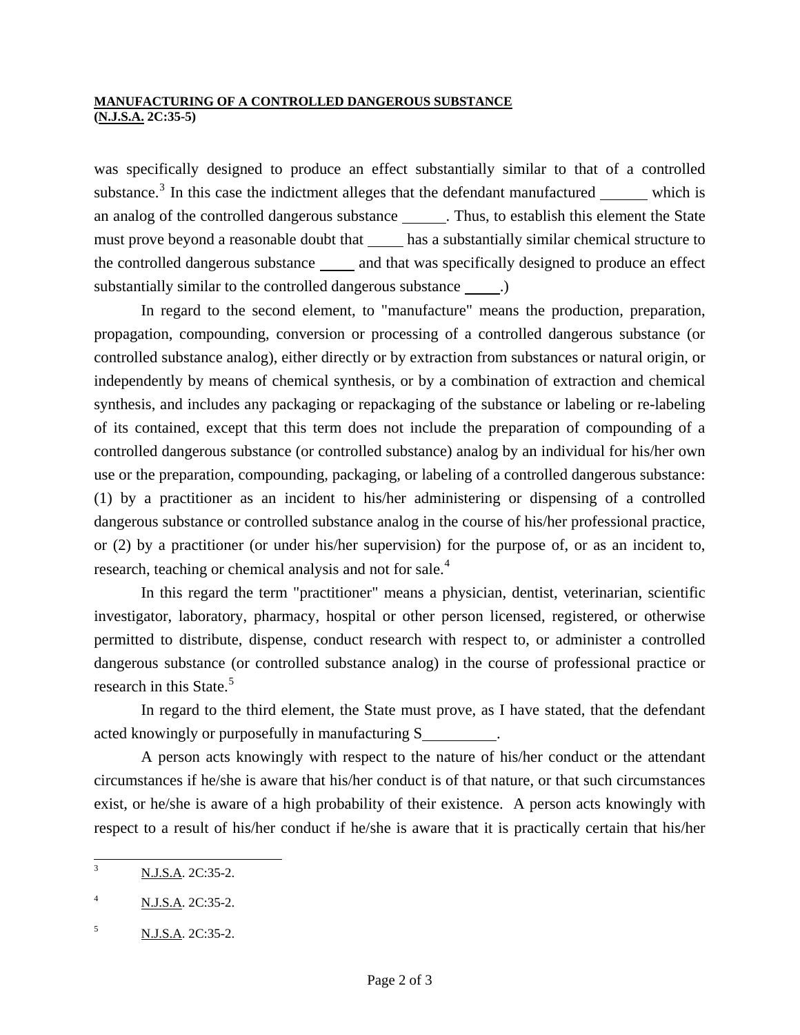**MANUFACTURING OF A CONTROLLED DANGEROUS SUBSTANCE**
**(N.J.S.A. 2C:35-5)**

was specifically designed to produce an effect substantially similar to that of a controlled substance.[3] In this case the indictment alleges that the defendant manufactured ______ which is an analog of the controlled dangerous substance ______. Thus, to establish this element the State must prove beyond a reasonable doubt that _____ has a substantially similar chemical structure to the controlled dangerous substance _____ and that was specifically designed to produce an effect substantially similar to the controlled dangerous substance _____.)

In regard to the second element, to "manufacture" means the production, preparation, propagation, compounding, conversion or processing of a controlled dangerous substance (or controlled substance analog), either directly or by extraction from substances or natural origin, or independently by means of chemical synthesis, or by a combination of extraction and chemical synthesis, and includes any packaging or repackaging of the substance or labeling or re-labeling of its contained, except that this term does not include the preparation of compounding of a controlled dangerous substance (or controlled substance) analog by an individual for his/her own use or the preparation, compounding, packaging, or labeling of a controlled dangerous substance: (1) by a practitioner as an incident to his/her administering or dispensing of a controlled dangerous substance or controlled substance analog in the course of his/her professional practice, or (2) by a practitioner (or under his/her supervision) for the purpose of, or as an incident to, research, teaching or chemical analysis and not for sale.[4]

In this regard the term "practitioner" means a physician, dentist, veterinarian, scientific investigator, laboratory, pharmacy, hospital or other person licensed, registered, or otherwise permitted to distribute, dispense, conduct research with respect to, or administer a controlled dangerous substance (or controlled substance analog) in the course of professional practice or research in this State.[5]

In regard to the third element, the State must prove, as I have stated, that the defendant acted knowingly or purposefully in manufacturing S__________.

A person acts knowingly with respect to the nature of his/her conduct or the attendant circumstances if he/she is aware that his/her conduct is of that nature, or that such circumstances exist, or he/she is aware of a high probability of their existence. A person acts knowingly with respect to a result of his/her conduct if he/she is aware that it is practically certain that his/her

---

[3] N.J.S.A. 2C:35-2.

[4] N.J.S.A. 2C:35-2.

[5] N.J.S.A. 2C:35-2.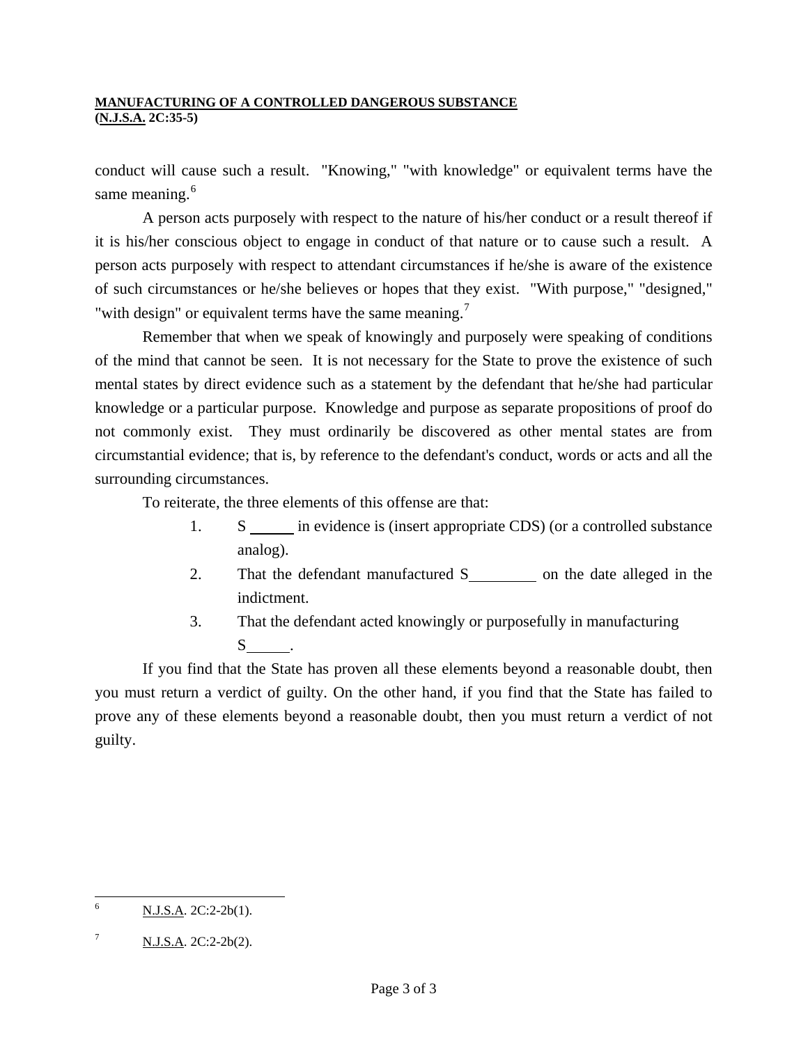conduct will cause such a result. "Knowing," "with knowledge" or equivalent terms have the same meaning.[6]

A person acts purposely with respect to the nature of his/her conduct or a result thereof if it is his/her conscious object to engage in conduct of that nature or to cause such a result. A person acts purposely with respect to attendant circumstances if he/she is aware of the existence of such circumstances or he/she believes or hopes that they exist. "With purpose," "designed," "with design" or equivalent terms have the same meaning.[7]

Remember that when we speak of knowingly and purposely were speaking of conditions of the mind that cannot be seen. It is not necessary for the State to prove the existence of such mental states by direct evidence such as a statement by the defendant that he/she had particular knowledge or a particular purpose. Knowledge and purpose as separate propositions of proof do not commonly exist. They must ordinarily be discovered as other mental states are from circumstantial evidence; that is, by reference to the defendant's conduct, words or acts and all the surrounding circumstances.

To reiterate, the three elements of this offense are that:

1. S ______ in evidence is (insert appropriate CDS) (or a controlled substance analog).
2. That the defendant manufactured S_________ on the date alleged in the indictment.
3. That the defendant acted knowingly or purposefully in manufacturing S______.

If you find that the State has proven all these elements beyond a reasonable doubt, then you must return a verdict of guilty. On the other hand, if you find that the State has failed to prove any of these elements beyond a reasonable doubt, then you must return a verdict of not guilty.

---

[6] N.J.S.A. 2C:2-2b(1).

[7] N.J.S.A. 2C:2-2b(2).